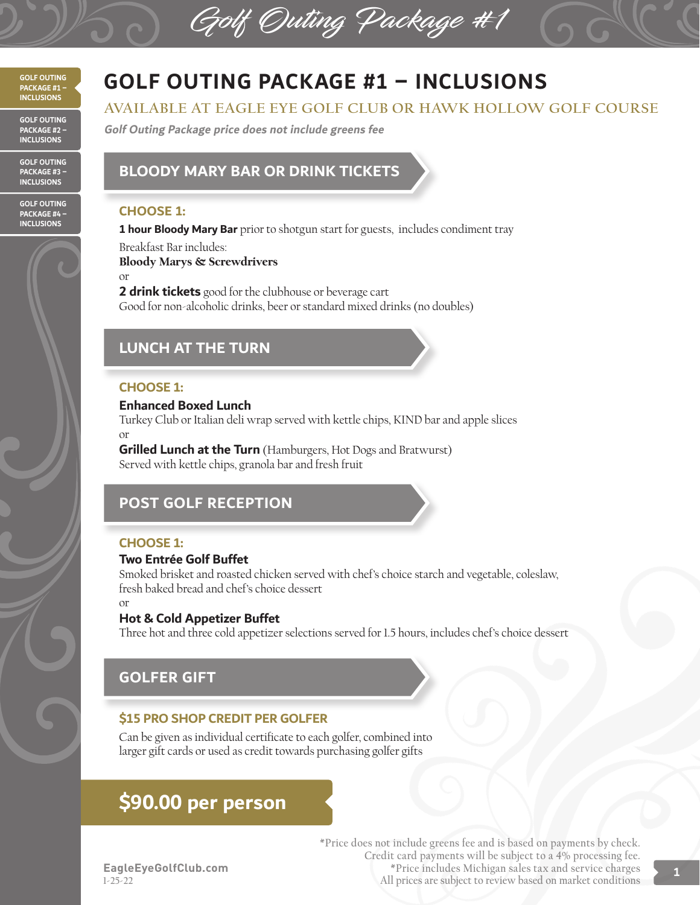# GOLF OUTING PACKAGE #1 – INCLUSIONS

## AVAILABLE AT EAGLE EYE GOLF CLUB OR HAWK HOLLOW GOLF COURSE

*Golf Outing Package price does not include greens fee*

## BLOODY MARY BAR OR DRINK TICKETS

### CHOOSE 1:

**1 hour Bloody Mary Bar** prior to shotgun start for guests, includes condiment tray

Breakfast Bar includes:
**Bloody Marys & Screwdrivers**

or

**2 drink tickets** good for the clubhouse or beverage cart
Good for non-alcoholic drinks, beer or standard mixed drinks (no doubles)

## LUNCH AT THE TURN

### CHOOSE 1:

**Enhanced Boxed Lunch**
Turkey Club or Italian deli wrap served with kettle chips, KIND bar and apple slices

or

**Grilled Lunch at the Turn** (Hamburgers, Hot Dogs and Bratwurst)
Served with kettle chips, granola bar and fresh fruit

## POST GOLF RECEPTION

### CHOOSE 1:

**Two Entrée Golf Buffet**
Smoked brisket and roasted chicken served with chef's choice starch and vegetable, coleslaw, fresh baked bread and chef's choice dessert

or

**Hot & Cold Appetizer Buffet**
Three hot and three cold appetizer selections served for 1.5 hours, includes chef's choice dessert

## GOLFER GIFT

### $15 PRO SHOP CREDIT PER GOLFER

Can be given as individual certificate to each golfer, combined into larger gift cards or used as credit towards purchasing golfer gifts

## $90.00 per person

*Price does not include greens fee and is based on payments by check. Credit card payments will be subject to a 4% processing fee.
*Price includes Michigan sales tax and service charges
All prices are subject to review based on market conditions

EagleEyeGolfClub.com
1-25-22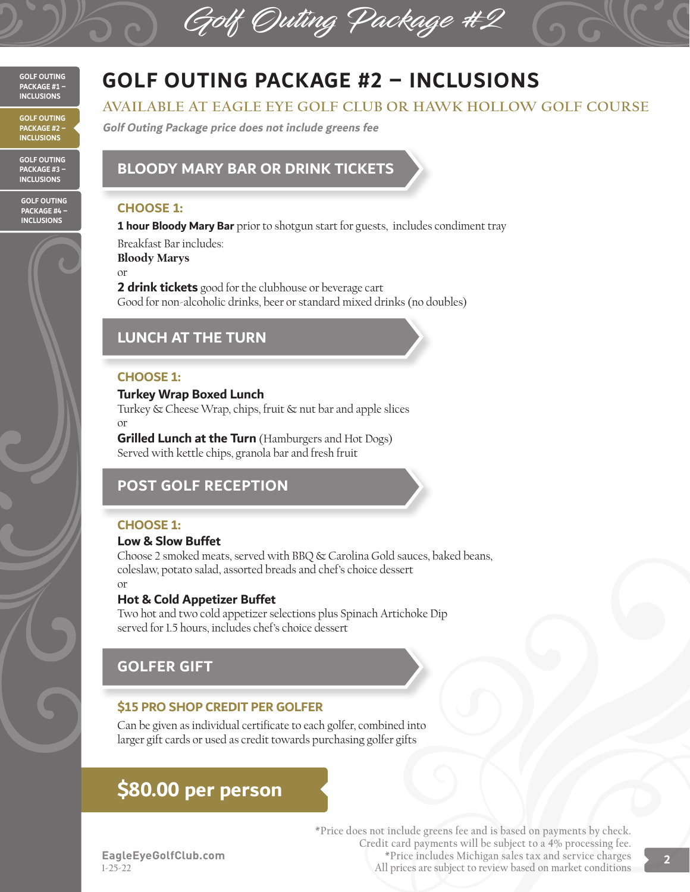# GOLF OUTING PACKAGE #2 – INCLUSIONS

## AVAILABLE AT EAGLE EYE GOLF CLUB OR HAWK HOLLOW GOLF COURSE

***Golf Outing Package price does not include greens fee***

## BLOODY MARY BAR OR DRINK TICKETS

**CHOOSE 1:**

**1 hour Bloody Mary Bar** prior to shotgun start for guests, includes condiment tray

Breakfast Bar includes:

**Bloody Marys**

or

**2 drink tickets** good for the clubhouse or beverage cart

Good for non-alcoholic drinks, beer or standard mixed drinks (no doubles)

## LUNCH AT THE TURN

**CHOOSE 1:**

**Turkey Wrap Boxed Lunch**

Turkey & Cheese Wrap, chips, fruit & nut bar and apple slices

or

**Grilled Lunch at the Turn** (Hamburgers and Hot Dogs)

Served with kettle chips, granola bar and fresh fruit

## POST GOLF RECEPTION

**CHOOSE 1:**

**Low & Slow Buffet**

Choose 2 smoked meats, served with BBQ & Carolina Gold sauces, baked beans, coleslaw, potato salad, assorted breads and chef's choice dessert

or

**Hot & Cold Appetizer Buffet**

Two hot and two cold appetizer selections plus Spinach Artichoke Dip served for 1.5 hours, includes chef's choice dessert

## GOLFER GIFT

**$15 PRO SHOP CREDIT PER GOLFER**

Can be given as individual certificate to each golfer, combined into larger gift cards or used as credit towards purchasing golfer gifts

## $80.00 per person

*Price does not include greens fee and is based on payments by check. Credit card payments will be subject to a 4% processing fee.
*Price includes Michigan sales tax and service charges
All prices are subject to review based on market conditions

**EagleEyeGolfClub.com**
1-25-22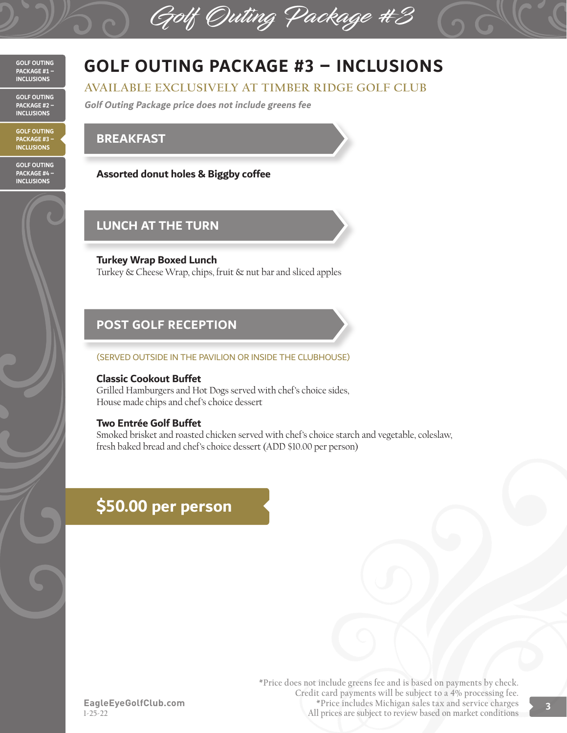# GOLF OUTING PACKAGE #3 – INCLUSIONS

## AVAILABLE EXCLUSIVELY AT TIMBER RIDGE GOLF CLUB

*Golf Outing Package price does not include greens fee*

## BREAKFAST

**Assorted donut holes & Biggby coffee**

## LUNCH AT THE TURN

**Turkey Wrap Boxed Lunch**
Turkey & Cheese Wrap, chips, fruit & nut bar and sliced apples

## POST GOLF RECEPTION

(SERVED OUTSIDE IN THE PAVILION OR INSIDE THE CLUBHOUSE)

**Classic Cookout Buffet**
Grilled Hamburgers and Hot Dogs served with chef's choice sides,
House made chips and chef's choice dessert

**Two Entrée Golf Buffet**
Smoked brisket and roasted chicken served with chef's choice starch and vegetable, coleslaw,
fresh baked bread and chef's choice dessert (ADD $10.00 per person)

## $50.00 per person

*Price does not include greens fee and is based on payments by check.
Credit card payments will be subject to a 4% processing fee.
*Price includes Michigan sales tax and service charges
All prices are subject to review based on market conditions

**EagleEyeGolfClub.com**
1-25-22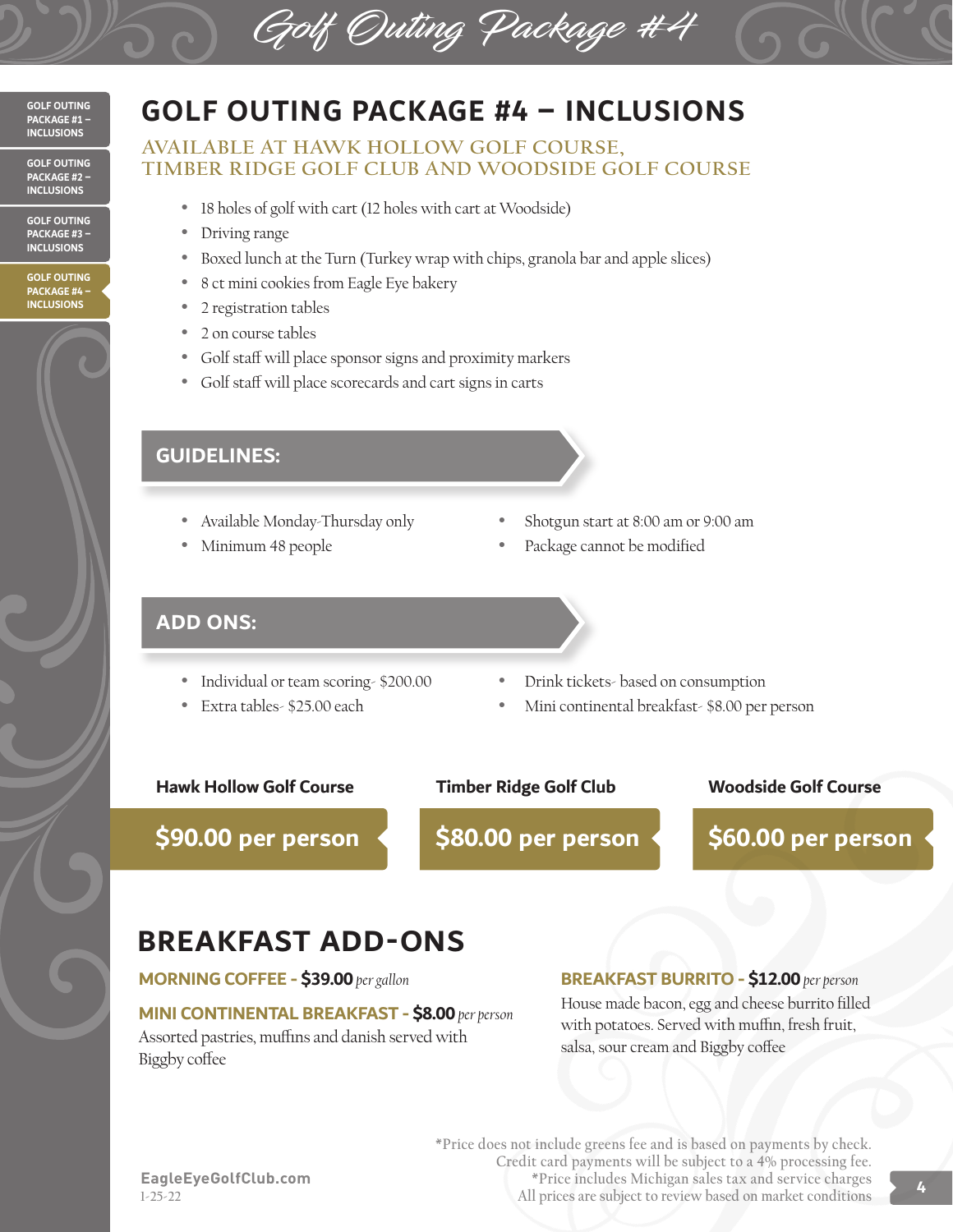# Golf Outing Package #4

## GOLF OUTING PACKAGE #4 – INCLUSIONS

### AVAILABLE AT HAWK HOLLOW GOLF COURSE, TIMBER RIDGE GOLF CLUB AND WOODSIDE GOLF COURSE

- 18 holes of golf with cart (12 holes with cart at Woodside)
- Driving range
- Boxed lunch at the Turn (Turkey wrap with chips, granola bar and apple slices)
- 8 ct mini cookies from Eagle Eye bakery
- 2 registration tables
- 2 on course tables
- Golf staff will place sponsor signs and proximity markers
- Golf staff will place scorecards and cart signs in carts

### GUIDELINES:

- Available Monday-Thursday only
- Minimum 48 people
- Shotgun start at 8:00 am or 9:00 am
- Package cannot be modified

### ADD ONS:

- Individual or team scoring- $200.00
- Extra tables- $25.00 each
- Drink tickets- based on consumption
- Mini continental breakfast- $8.00 per person

| Hawk Hollow Golf Course | Timber Ridge Golf Club | Woodside Golf Course |
|---|---|---|
| $90.00 per person | $80.00 per person | $60.00 per person |

## BREAKFAST ADD-ONS

**MORNING COFFEE - $39.00** *per gallon*

**MINI CONTINENTAL BREAKFAST - $8.00** *per person*
Assorted pastries, muffins and danish served with Biggby coffee

**BREAKFAST BURRITO - $12.00** *per person*
House made bacon, egg and cheese burrito filled with potatoes. Served with muffin, fresh fruit, salsa, sour cream and Biggby coffee

*Price does not include greens fee and is based on payments by check. Credit card payments will be subject to a 4% processing fee.
*Price includes Michigan sales tax and service charges
All prices are subject to review based on market conditions

EagleEyeGolfClub.com
1-25-22